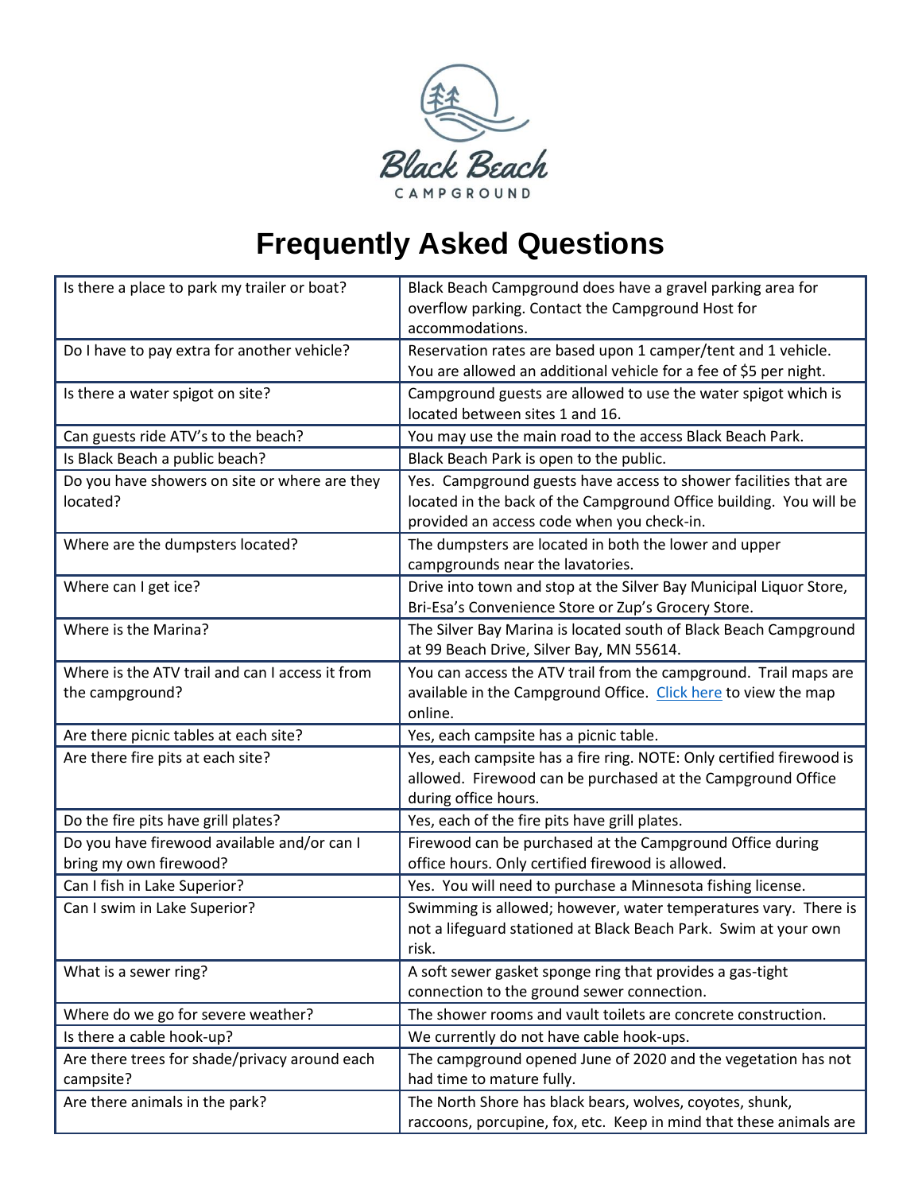Black Beach

CAMPGROUND

# Frequently Asked Questions

| Is there a place to park my trailer or boat? | Black Beach Campground does have a gravel parking area for overflow parking. Contact the Campground Host for accommodations. |
|---|---|
| Do I have to pay extra for another vehicle? | Reservation rates are based upon 1 camper/tent and 1 vehicle. You are allowed an additional vehicle for a fee of $5 per night. |
| Is there a water spigot on site? | Campground guests are allowed to use the water spigot which is located between sites 1 and 16. |
| Can guests ride ATV's to the beach? | You may use the main road to the access Black Beach Park. |
| Is Black Beach a public beach? | Black Beach Park is open to the public. |
| Do you have showers on site or where are they located? | Yes. Campground guests have access to shower facilities that are located in the back of the Campground Office building. You will be provided an access code when you check-in. |
| Where are the dumpsters located? | The dumpsters are located in both the lower and upper campgrounds near the lavatories. |
| Where can I get ice? | Drive into town and stop at the Silver Bay Municipal Liquor Store, Bri-Esa's Convenience Store or Zup's Grocery Store. |
| Where is the Marina? | The Silver Bay Marina is located south of Black Beach Campground at 99 Beach Drive, Silver Bay, MN 55614. |
| Where is the ATV trail and can I access it from the campground? | You can access the ATV trail from the campground. Trail maps are available in the Campground Office. Click here to view the map online. |
| Are there picnic tables at each site? | Yes, each campsite has a picnic table. |
| Are there fire pits at each site? | Yes, each campsite has a fire ring. NOTE: Only certified firewood is allowed. Firewood can be purchased at the Campground Office during office hours. |
| Do the fire pits have grill plates? | Yes, each of the fire pits have grill plates. |
| Do you have firewood available and/or can I bring my own firewood? | Firewood can be purchased at the Campground Office during office hours. Only certified firewood is allowed. |
| Can I fish in Lake Superior? | Yes. You will need to purchase a Minnesota fishing license. |
| Can I swim in Lake Superior? | Swimming is allowed; however, water temperatures vary. There is not a lifeguard stationed at Black Beach Park. Swim at your own risk. |
| What is a sewer ring? | A soft sewer gasket sponge ring that provides a gas-tight connection to the ground sewer connection. |
| Where do we go for severe weather? | The shower rooms and vault toilets are concrete construction. |
| Is there a cable hook-up? | We currently do not have cable hook-ups. |
| Are there trees for shade/privacy around each campsite? | The campground opened June of 2020 and the vegetation has not had time to mature fully. |
| Are there animals in the park? | The North Shore has black bears, wolves, coyotes, shunk, raccoons, porcupine, fox, etc. Keep in mind that these animals are |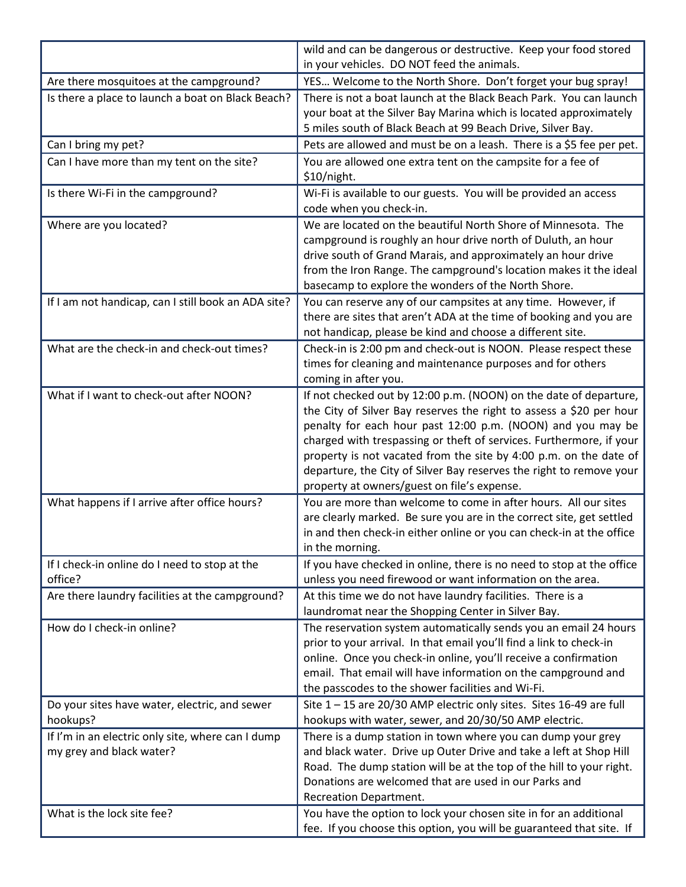|  |  |
|---|---|
|  | wild and can be dangerous or destructive. Keep your food stored in your vehicles. DO NOT feed the animals. |
| Are there mosquitoes at the campground? | YES… Welcome to the North Shore. Don't forget your bug spray! |
| Is there a place to launch a boat on Black Beach? | There is not a boat launch at the Black Beach Park. You can launch your boat at the Silver Bay Marina which is located approximately 5 miles south of Black Beach at 99 Beach Drive, Silver Bay. |
| Can I bring my pet? | Pets are allowed and must be on a leash. There is a $5 fee per pet. |
| Can I have more than my tent on the site? | You are allowed one extra tent on the campsite for a fee of $10/night. |
| Is there Wi-Fi in the campground? | Wi-Fi is available to our guests. You will be provided an access code when you check-in. |
| Where are you located? | We are located on the beautiful North Shore of Minnesota. The campground is roughly an hour drive north of Duluth, an hour drive south of Grand Marais, and approximately an hour drive from the Iron Range. The campground's location makes it the ideal basecamp to explore the wonders of the North Shore. |
| If I am not handicap, can I still book an ADA site? | You can reserve any of our campsites at any time. However, if there are sites that aren't ADA at the time of booking and you are not handicap, please be kind and choose a different site. |
| What are the check-in and check-out times? | Check-in is 2:00 pm and check-out is NOON. Please respect these times for cleaning and maintenance purposes and for others coming in after you. |
| What if I want to check-out after NOON? | If not checked out by 12:00 p.m. (NOON) on the date of departure, the City of Silver Bay reserves the right to assess a $20 per hour penalty for each hour past 12:00 p.m. (NOON) and you may be charged with trespassing or theft of services. Furthermore, if your property is not vacated from the site by 4:00 p.m. on the date of departure, the City of Silver Bay reserves the right to remove your property at owners/guest on file's expense. |
| What happens if I arrive after office hours? | You are more than welcome to come in after hours. All our sites are clearly marked. Be sure you are in the correct site, get settled in and then check-in either online or you can check-in at the office in the morning. |
| If I check-in online do I need to stop at the office? | If you have checked in online, there is no need to stop at the office unless you need firewood or want information on the area. |
| Are there laundry facilities at the campground? | At this time we do not have laundry facilities. There is a laundromat near the Shopping Center in Silver Bay. |
| How do I check-in online? | The reservation system automatically sends you an email 24 hours prior to your arrival. In that email you'll find a link to check-in online. Once you check-in online, you'll receive a confirmation email. That email will have information on the campground and the passcodes to the shower facilities and Wi-Fi. |
| Do your sites have water, electric, and sewer hookups? | Site 1 – 15 are 20/30 AMP electric only sites. Sites 16-49 are full hookups with water, sewer, and 20/30/50 AMP electric. |
| If I'm in an electric only site, where can I dump my grey and black water? | There is a dump station in town where you can dump your grey and black water. Drive up Outer Drive and take a left at Shop Hill Road. The dump station will be at the top of the hill to your right. Donations are welcomed that are used in our Parks and Recreation Department. |
| What is the lock site fee? | You have the option to lock your chosen site in for an additional fee. If you choose this option, you will be guaranteed that site. If |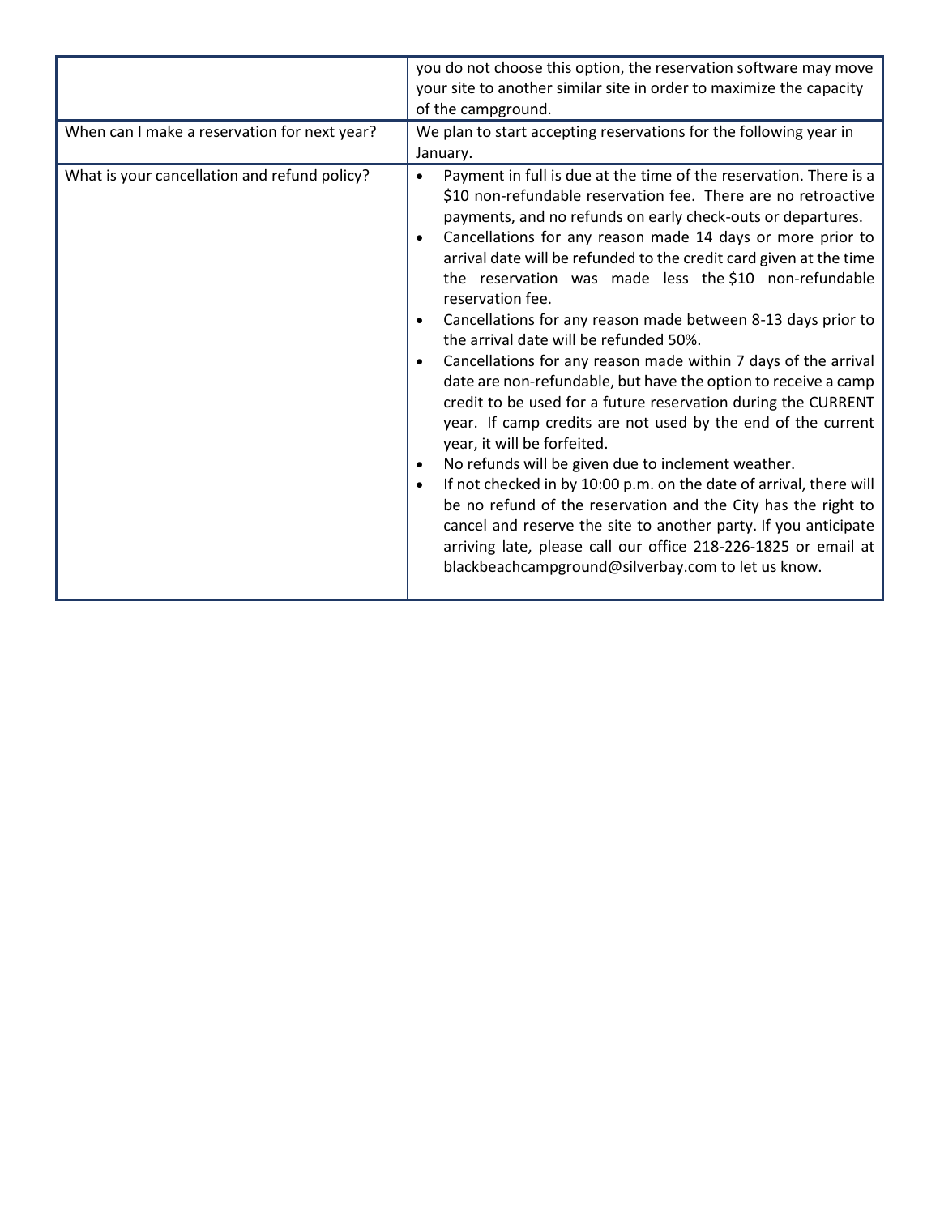| | |
|---|---|
| | you do not choose this option, the reservation software may move your site to another similar site in order to maximize the capacity of the campground. |
| When can I make a reservation for next year? | We plan to start accepting reservations for the following year in January. |
| What is your cancellation and refund policy? | • Payment in full is due at the time of the reservation. There is a $10 non-refundable reservation fee. There are no retroactive payments, and no refunds on early check-outs or departures.<br>• Cancellations for any reason made 14 days or more prior to arrival date will be refunded to the credit card given at the time the reservation was made less the $10 non-refundable reservation fee.<br>• Cancellations for any reason made between 8-13 days prior to the arrival date will be refunded 50%.<br>• Cancellations for any reason made within 7 days of the arrival date are non-refundable, but have the option to receive a camp credit to be used for a future reservation during the CURRENT year. If camp credits are not used by the end of the current year, it will be forfeited.<br>• No refunds will be given due to inclement weather.<br>• If not checked in by 10:00 p.m. on the date of arrival, there will be no refund of the reservation and the City has the right to cancel and reserve the site to another party. If you anticipate arriving late, please call our office 218-226-1825 or email at blackbeachcampground@silverbay.com to let us know. |